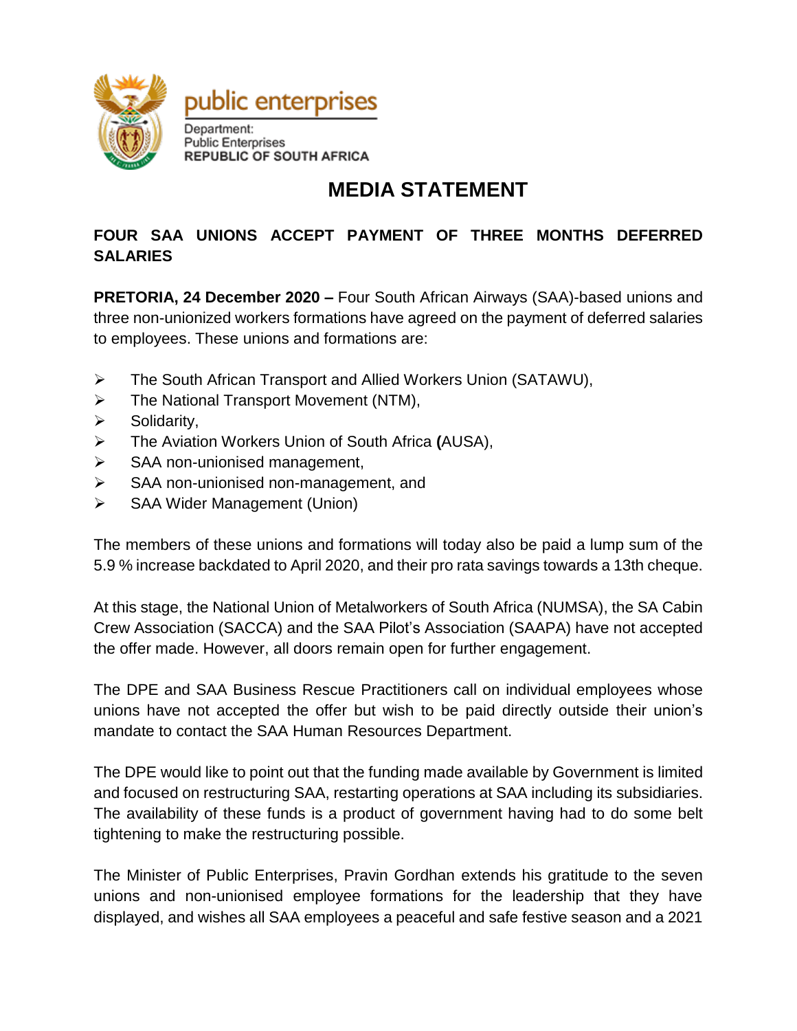public enterprises

Department:
Public Enterprises
REPUBLIC OF SOUTH AFRICA

# MEDIA STATEMENT

## FOUR SAA UNIONS ACCEPT PAYMENT OF THREE MONTHS DEFERRED SALARIES

**PRETORIA, 24 December 2020 –** Four South African Airways (SAA)-based unions and three non-unionized workers formations have agreed on the payment of deferred salaries to employees. These unions and formations are:

- The South African Transport and Allied Workers Union (SATAWU),
- The National Transport Movement (NTM),
- Solidarity,
- The Aviation Workers Union of South Africa **(**AUSA),
- SAA non-unionised management,
- SAA non-unionised non-management, and
- SAA Wider Management (Union)

The members of these unions and formations will today also be paid a lump sum of the 5.9 % increase backdated to April 2020, and their pro rata savings towards a 13th cheque.

At this stage, the National Union of Metalworkers of South Africa (NUMSA), the SA Cabin Crew Association (SACCA) and the SAA Pilot's Association (SAAPA) have not accepted the offer made. However, all doors remain open for further engagement.

The DPE and SAA Business Rescue Practitioners call on individual employees whose unions have not accepted the offer but wish to be paid directly outside their union's mandate to contact the SAA Human Resources Department.

The DPE would like to point out that the funding made available by Government is limited and focused on restructuring SAA, restarting operations at SAA including its subsidiaries. The availability of these funds is a product of government having had to do some belt tightening to make the restructuring possible.

The Minister of Public Enterprises, Pravin Gordhan extends his gratitude to the seven unions and non-unionised employee formations for the leadership that they have displayed, and wishes all SAA employees a peaceful and safe festive season and a 2021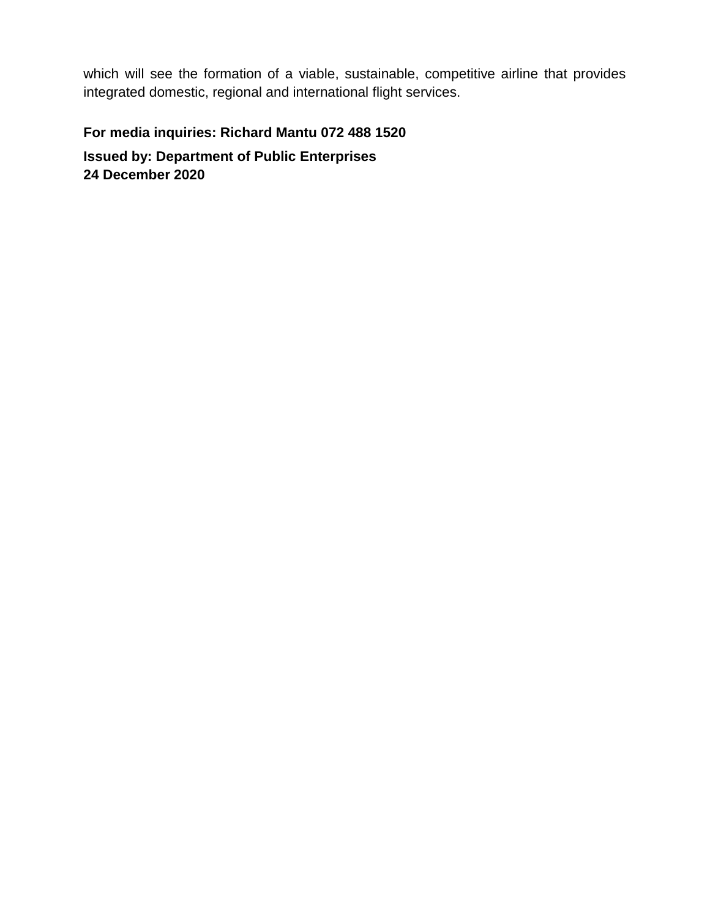which will see the formation of a viable, sustainable, competitive airline that provides integrated domestic, regional and international flight services.

**For media inquiries: Richard Mantu 072 488 1520**

**Issued by: Department of Public Enterprises**
**24 December 2020**